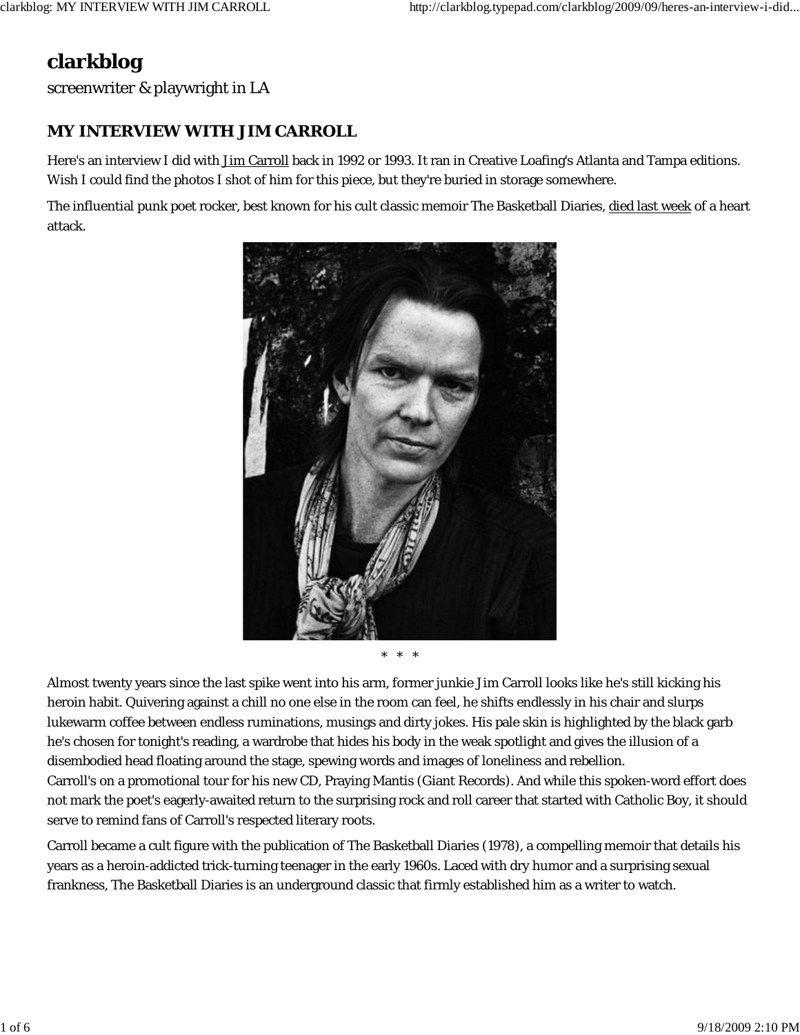# clarkblog

screenwriter & playwright in LA

## MY INTERVIEW WITH JIM CARROLL

Here's an interview I did with Jim Carroll back in 1992 or 1993. It ran in Creative Loafing's Atlanta and Tampa editions. Wish I could find the photos I shot of him for this piece, but they're buried in storage somewhere.

The influential punk poet rocker, best known for his cult classic memoir The Basketball Diaries, died last week of a heart attack.

\* \* \*

Almost twenty years since the last spike went into his arm, former junkie Jim Carroll looks like he's still kicking his heroin habit. Quivering against a chill no one else in the room can feel, he shifts endlessly in his chair and slurps lukewarm coffee between endless ruminations, musings and dirty jokes. His pale skin is highlighted by the black garb he's chosen for tonight's reading, a wardrobe that hides his body in the weak spotlight and gives the illusion of a disembodied head floating around the stage, spewing words and images of loneliness and rebellion.

Carroll's on a promotional tour for his new CD, Praying Mantis (Giant Records). And while this spoken-word effort does not mark the poet's eagerly-awaited return to the surprising rock and roll career that started with Catholic Boy, it should serve to remind fans of Carroll's respected literary roots.

Carroll became a cult figure with the publication of The Basketball Diaries (1978), a compelling memoir that details his years as a heroin-addicted trick-turning teenager in the early 1960s. Laced with dry humor and a surprising sexual frankness, The Basketball Diaries is an underground classic that firmly established him as a writer to watch.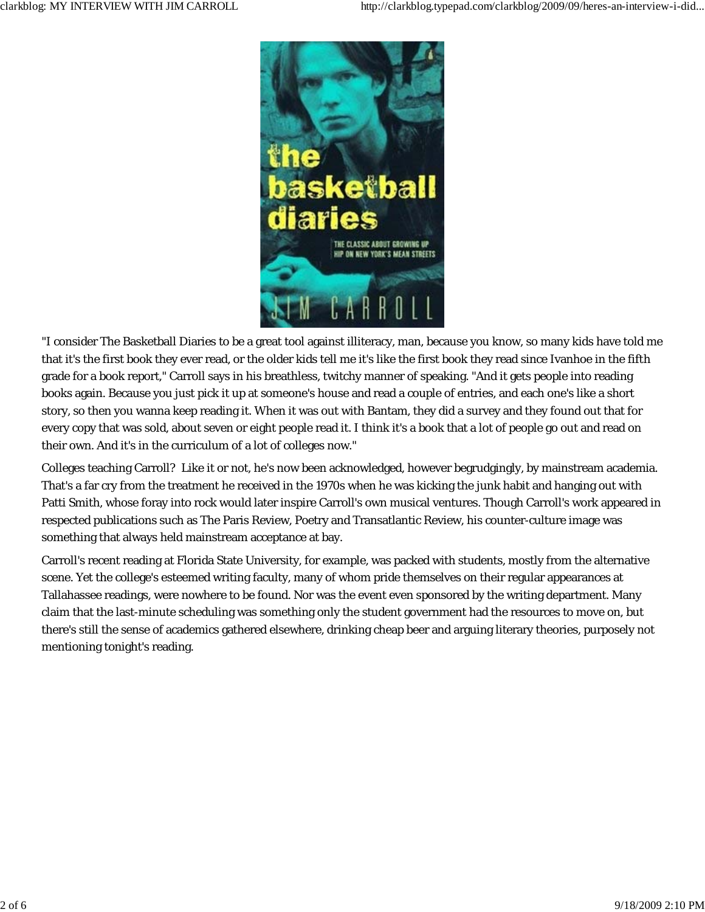"I consider The Basketball Diaries to be a great tool against illiteracy, man, because you know, so many kids have told me that it's the first book they ever read, or the older kids tell me it's like the first book they read since Ivanhoe in the fifth grade for a book report," Carroll says in his breathless, twitchy manner of speaking. "And it gets people into reading books again. Because you just pick it up at someone's house and read a couple of entries, and each one's like a short story, so then you wanna keep reading it. When it was out with Bantam, they did a survey and they found out that for every copy that was sold, about seven or eight people read it. I think it's a book that a lot of people go out and read on their own. And it's in the curriculum of a lot of colleges now."

Colleges teaching Carroll? Like it or not, he's now been acknowledged, however begrudgingly, by mainstream academia. That's a far cry from the treatment he received in the 1970s when he was kicking the junk habit and hanging out with Patti Smith, whose foray into rock would later inspire Carroll's own musical ventures. Though Carroll's work appeared in respected publications such as The Paris Review, Poetry and Transatlantic Review, his counter-culture image was something that always held mainstream acceptance at bay.

Carroll's recent reading at Florida State University, for example, was packed with students, mostly from the alternative scene. Yet the college's esteemed writing faculty, many of whom pride themselves on their regular appearances at Tallahassee readings, were nowhere to be found. Nor was the event even sponsored by the writing department. Many claim that the last-minute scheduling was something only the student government had the resources to move on, but there's still the sense of academics gathered elsewhere, drinking cheap beer and arguing literary theories, purposely not mentioning tonight's reading.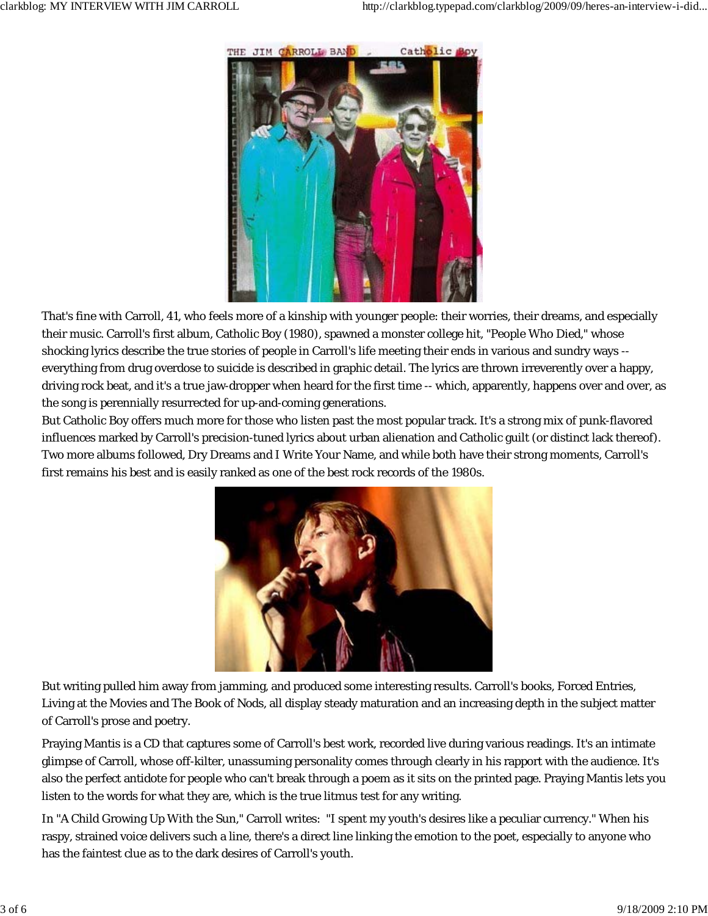That's fine with Carroll, 41, who feels more of a kinship with younger people: their worries, their dreams, and especially their music. Carroll's first album, Catholic Boy (1980), spawned a monster college hit, "People Who Died," whose shocking lyrics describe the true stories of people in Carroll's life meeting their ends in various and sundry ways -- everything from drug overdose to suicide is described in graphic detail. The lyrics are thrown irreverently over a happy, driving rock beat, and it's a true jaw-dropper when heard for the first time -- which, apparently, happens over and over, as the song is perennially resurrected for up-and-coming generations.

But Catholic Boy offers much more for those who listen past the most popular track. It's a strong mix of punk-flavored influences marked by Carroll's precision-tuned lyrics about urban alienation and Catholic guilt (or distinct lack thereof). Two more albums followed, Dry Dreams and I Write Your Name, and while both have their strong moments, Carroll's first remains his best and is easily ranked as one of the best rock records of the 1980s.

But writing pulled him away from jamming, and produced some interesting results. Carroll's books, Forced Entries, Living at the Movies and The Book of Nods, all display steady maturation and an increasing depth in the subject matter of Carroll's prose and poetry.

Praying Mantis is a CD that captures some of Carroll's best work, recorded live during various readings. It's an intimate glimpse of Carroll, whose off-kilter, unassuming personality comes through clearly in his rapport with the audience. It's also the perfect antidote for people who can't break through a poem as it sits on the printed page. Praying Mantis lets you listen to the words for what they are, which is the true litmus test for any writing.

In "A Child Growing Up With the Sun," Carroll writes: "I spent my youth's desires like a peculiar currency." When his raspy, strained voice delivers such a line, there's a direct line linking the emotion to the poet, especially to anyone who has the faintest clue as to the dark desires of Carroll's youth.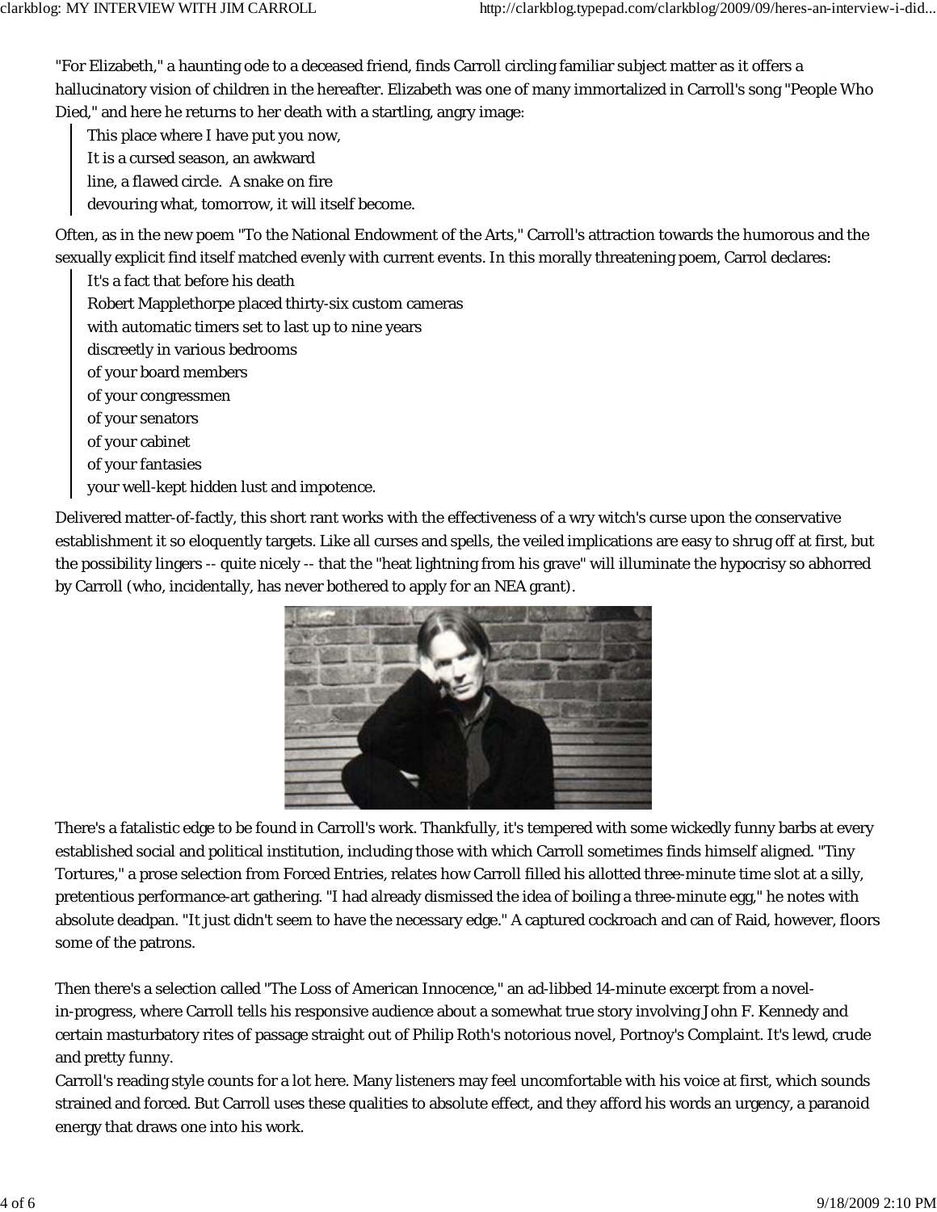"For Elizabeth," a haunting ode to a deceased friend, finds Carroll circling familiar subject matter as it offers a hallucinatory vision of children in the hereafter. Elizabeth was one of many immortalized in Carroll's song "People Who Died," and here he returns to her death with a startling, angry image:

> This place where I have put you now,
> It is a cursed season, an awkward
> line, a flawed circle. A snake on fire
> devouring what, tomorrow, it will itself become.

Often, as in the new poem "To the National Endowment of the Arts," Carroll's attraction towards the humorous and the sexually explicit find itself matched evenly with current events. In this morally threatening poem, Carrol declares:

> It's a fact that before his death
> Robert Mapplethorpe placed thirty-six custom cameras
> with automatic timers set to last up to nine years
> discreetly in various bedrooms
> of your board members
> of your congressmen
> of your senators
> of your cabinet
> of your fantasies
> your well-kept hidden lust and impotence.

Delivered matter-of-factly, this short rant works with the effectiveness of a wry witch's curse upon the conservative establishment it so eloquently targets. Like all curses and spells, the veiled implications are easy to shrug off at first, but the possibility lingers -- quite nicely -- that the "heat lightning from his grave" will illuminate the hypocrisy so abhorred by Carroll (who, incidentally, has never bothered to apply for an NEA grant).

There's a fatalistic edge to be found in Carroll's work. Thankfully, it's tempered with some wickedly funny barbs at every established social and political institution, including those with which Carroll sometimes finds himself aligned. "Tiny Tortures," a prose selection from Forced Entries, relates how Carroll filled his allotted three-minute time slot at a silly, pretentious performance-art gathering. "I had already dismissed the idea of boiling a three-minute egg," he notes with absolute deadpan. "It just didn't seem to have the necessary edge." A captured cockroach and can of Raid, however, floors some of the patrons.

Then there's a selection called "The Loss of American Innocence," an ad-libbed 14-minute excerpt from a novel-in-progress, where Carroll tells his responsive audience about a somewhat true story involving John F. Kennedy and certain masturbatory rites of passage straight out of Philip Roth's notorious novel, Portnoy's Complaint. It's lewd, crude and pretty funny.

Carroll's reading style counts for a lot here. Many listeners may feel uncomfortable with his voice at first, which sounds strained and forced. But Carroll uses these qualities to absolute effect, and they afford his words an urgency, a paranoid energy that draws one into his work.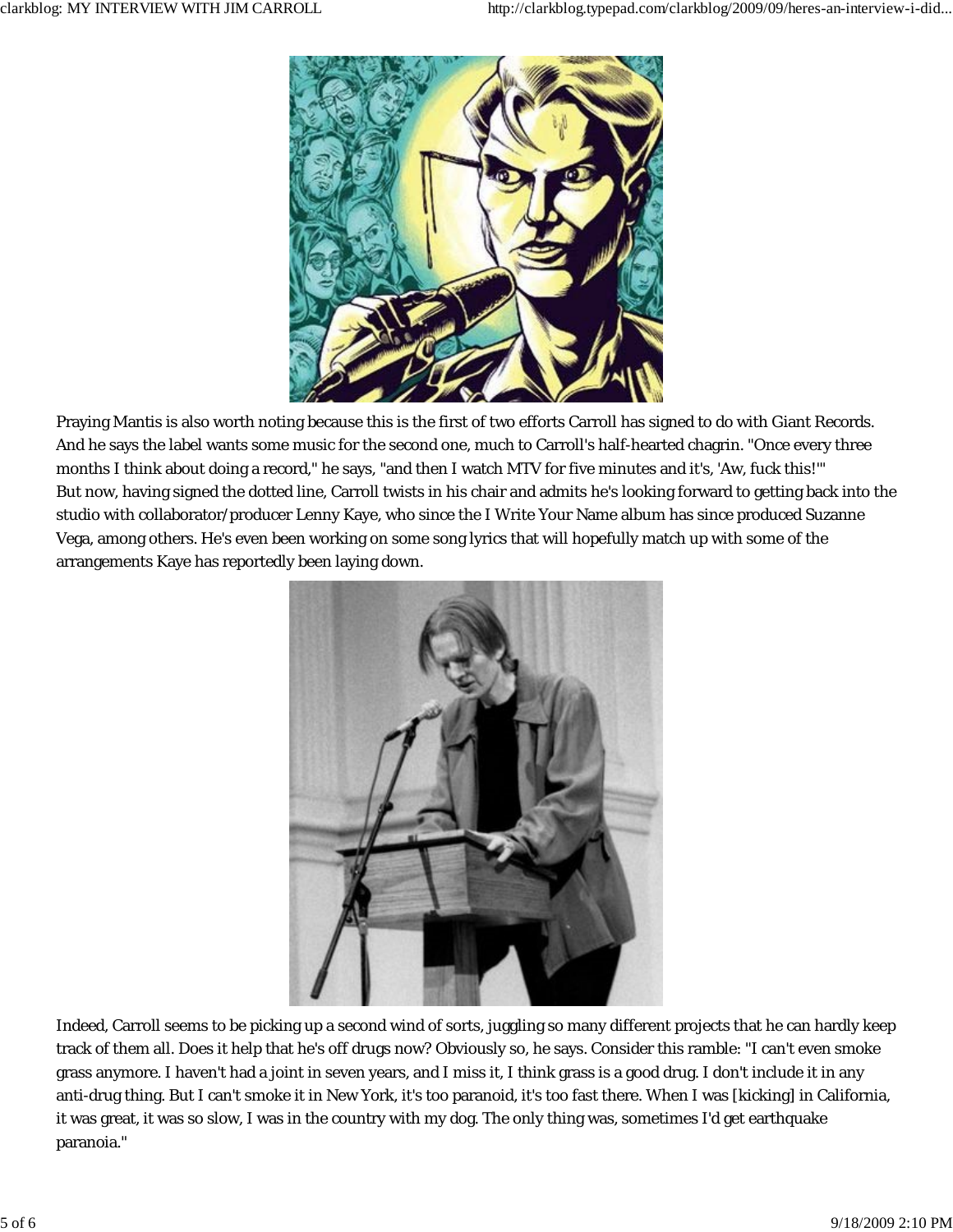Praying Mantis is also worth noting because this is the first of two efforts Carroll has signed to do with Giant Records. And he says the label wants some music for the second one, much to Carroll's half-hearted chagrin. "Once every three months I think about doing a record," he says, "and then I watch MTV for five minutes and it's, 'Aw, fuck this!'"
But now, having signed the dotted line, Carroll twists in his chair and admits he's looking forward to getting back into the studio with collaborator/producer Lenny Kaye, who since the I Write Your Name album has since produced Suzanne Vega, among others. He's even been working on some song lyrics that will hopefully match up with some of the arrangements Kaye has reportedly been laying down.

Indeed, Carroll seems to be picking up a second wind of sorts, juggling so many different projects that he can hardly keep track of them all. Does it help that he's off drugs now? Obviously so, he says. Consider this ramble: "I can't even smoke grass anymore. I haven't had a joint in seven years, and I miss it, I think grass is a good drug. I don't include it in any anti-drug thing. But I can't smoke it in New York, it's too paranoid, it's too fast there. When I was [kicking] in California, it was great, it was so slow, I was in the country with my dog. The only thing was, sometimes I'd get earthquake paranoia."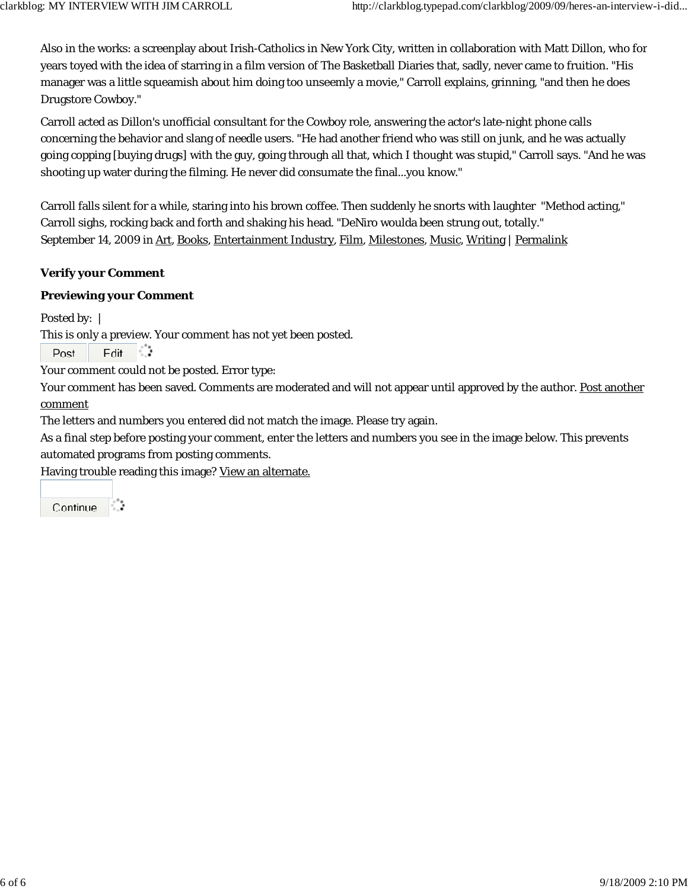Also in the works: a screenplay about Irish-Catholics in New York City, written in collaboration with Matt Dillon, who for years toyed with the idea of starring in a film version of The Basketball Diaries that, sadly, never came to fruition. "His manager was a little squeamish about him doing too unseemly a movie," Carroll explains, grinning, "and then he does Drugstore Cowboy."

Carroll acted as Dillon's unofficial consultant for the Cowboy role, answering the actor's late-night phone calls concerning the behavior and slang of needle users. "He had another friend who was still on junk, and he was actually going copping [buying drugs] with the guy, going through all that, which I thought was stupid," Carroll says. "And he was shooting up water during the filming. He never did consumate the final...you know."

Carroll falls silent for a while, staring into his brown coffee. Then suddenly he snorts with laughter "Method acting," Carroll sighs, rocking back and forth and shaking his head. "DeNiro woulda been strung out, totally."

September 14, 2009 in Art, Books, Entertainment Industry, Film, Milestones, Music, Writing | Permalink

**Verify your Comment**

**Previewing your Comment**

Posted by: |

This is only a preview. Your comment has not yet been posted.

Post Edit

Your comment could not be posted. Error type:

Your comment has been saved. Comments are moderated and will not appear until approved by the author. Post another comment

The letters and numbers you entered did not match the image. Please try again.

As a final step before posting your comment, enter the letters and numbers you see in the image below. This prevents automated programs from posting comments.

Having trouble reading this image? View an alternate.

Continue